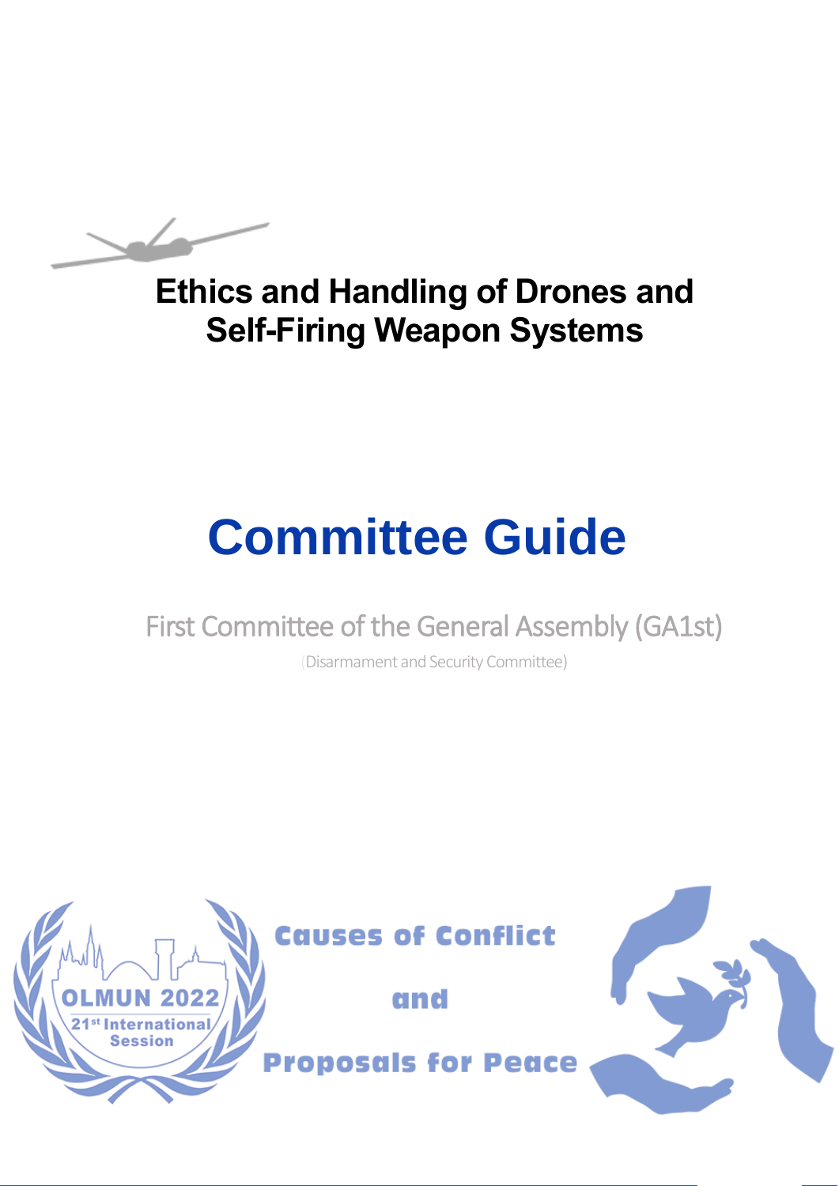# Ethics and Handling of Drones and Self-Firing Weapon Systems

# Committee Guide

First Committee of the General Assembly (GA1st)

(Disarmament and Security Committee)

OLMUN 2022

21st International Session

Causes of Conflict

and

Proposals for Peace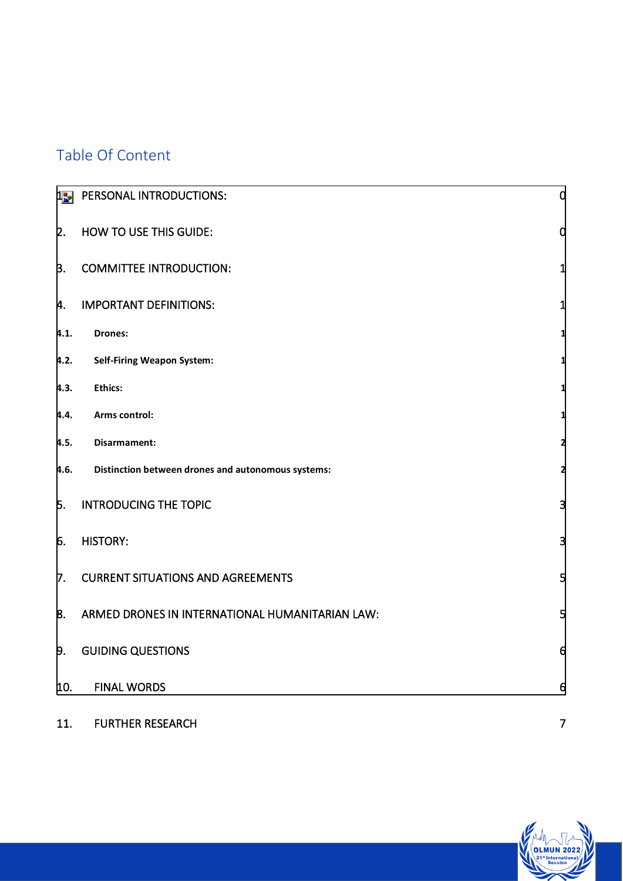## Table Of Content

| | | |
|---|---|---|
| 1. | PERSONAL INTRODUCTIONS: | 0 |
| 2. | HOW TO USE THIS GUIDE: | 0 |
| 3. | COMMITTEE INTRODUCTION: | 1 |
| 4. | IMPORTANT DEFINITIONS: | 1 |
| 4.1. | **Drones:** | 1 |
| 4.2. | **Self-Firing Weapon System:** | 1 |
| 4.3. | **Ethics:** | 1 |
| 4.4. | **Arms control:** | 1 |
| 4.5. | **Disarmament:** | 2 |
| 4.6. | **Distinction between drones and autonomous systems:** | 2 |
| 5. | INTRODUCING THE TOPIC | 3 |
| 6. | HISTORY: | 3 |
| 7. | CURRENT SITUATIONS AND AGREEMENTS | 5 |
| 8. | ARMED DRONES IN INTERNATIONAL HUMANITARIAN LAW: | 5 |
| 9. | GUIDING QUESTIONS | 6 |
| 10. | FINAL WORDS | 6 |
| 11. | FURTHER RESEARCH | 7 |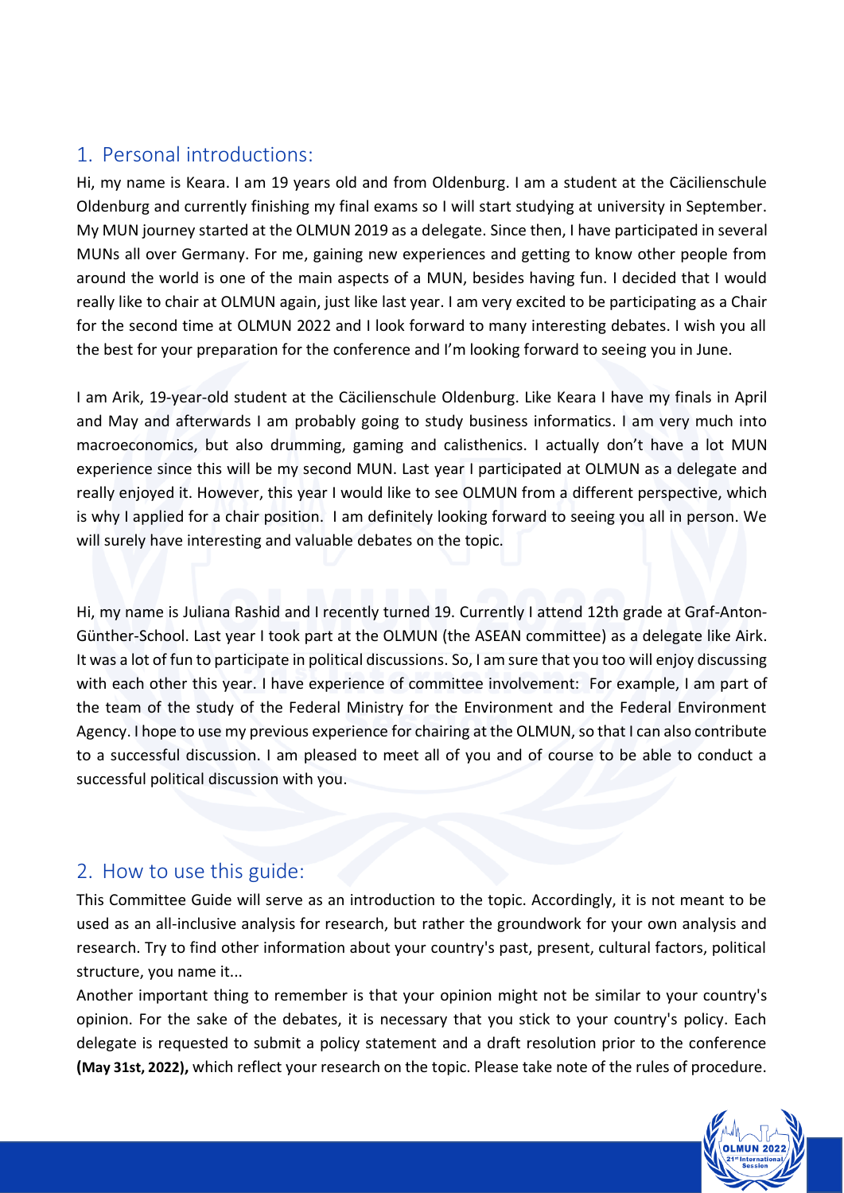## 1. Personal introductions:

Hi, my name is Keara. I am 19 years old and from Oldenburg. I am a student at the Cäcilienschule Oldenburg and currently finishing my final exams so I will start studying at university in September. My MUN journey started at the OLMUN 2019 as a delegate. Since then, I have participated in several MUNs all over Germany. For me, gaining new experiences and getting to know other people from around the world is one of the main aspects of a MUN, besides having fun. I decided that I would really like to chair at OLMUN again, just like last year. I am very excited to be participating as a Chair for the second time at OLMUN 2022 and I look forward to many interesting debates. I wish you all the best for your preparation for the conference and I'm looking forward to seeing you in June.

I am Arik, 19-year-old student at the Cäcilienschule Oldenburg. Like Keara I have my finals in April and May and afterwards I am probably going to study business informatics. I am very much into macroeconomics, but also drumming, gaming and calisthenics. I actually don't have a lot MUN experience since this will be my second MUN. Last year I participated at OLMUN as a delegate and really enjoyed it. However, this year I would like to see OLMUN from a different perspective, which is why I applied for a chair position. I am definitely looking forward to seeing you all in person. We will surely have interesting and valuable debates on the topic.

Hi, my name is Juliana Rashid and I recently turned 19. Currently I attend 12th grade at Graf-Anton-Günther-School. Last year I took part at the OLMUN (the ASEAN committee) as a delegate like Airk. It was a lot of fun to participate in political discussions. So, I am sure that you too will enjoy discussing with each other this year. I have experience of committee involvement: For example, I am part of the team of the study of the Federal Ministry for the Environment and the Federal Environment Agency. I hope to use my previous experience for chairing at the OLMUN, so that I can also contribute to a successful discussion. I am pleased to meet all of you and of course to be able to conduct a successful political discussion with you.

## 2. How to use this guide:

This Committee Guide will serve as an introduction to the topic. Accordingly, it is not meant to be used as an all-inclusive analysis for research, but rather the groundwork for your own analysis and research. Try to find other information about your country's past, present, cultural factors, political structure, you name it...

Another important thing to remember is that your opinion might not be similar to your country's opinion. For the sake of the debates, it is necessary that you stick to your country's policy. Each delegate is requested to submit a policy statement and a draft resolution prior to the conference **(May 31st, 2022),** which reflect your research on the topic. Please take note of the rules of procedure.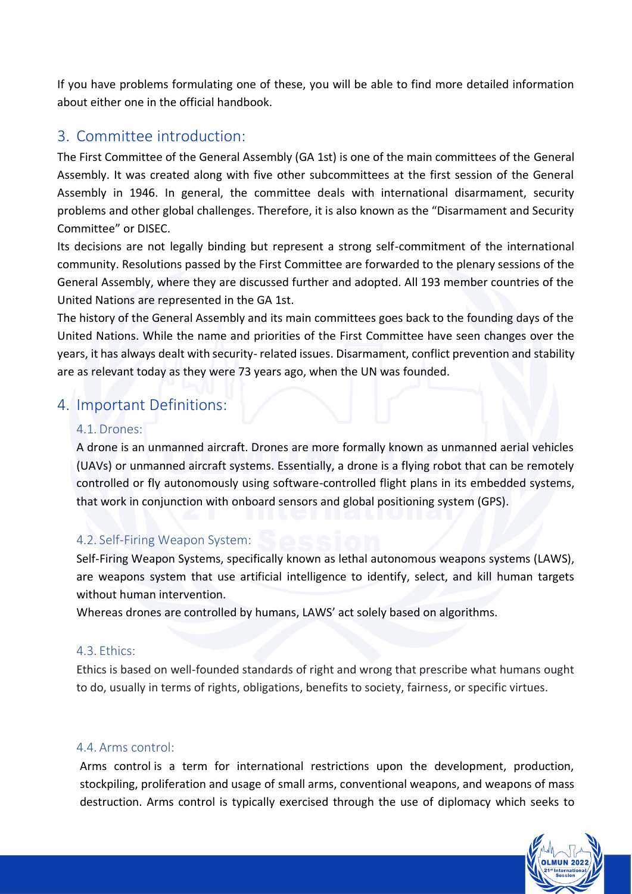If you have problems formulating one of these, you will be able to find more detailed information about either one in the official handbook.

## 3. Committee introduction:

The First Committee of the General Assembly (GA 1st) is one of the main committees of the General Assembly. It was created along with five other subcommittees at the first session of the General Assembly in 1946. In general, the committee deals with international disarmament, security problems and other global challenges. Therefore, it is also known as the "Disarmament and Security Committee" or DISEC.

Its decisions are not legally binding but represent a strong self-commitment of the international community. Resolutions passed by the First Committee are forwarded to the plenary sessions of the General Assembly, where they are discussed further and adopted. All 193 member countries of the United Nations are represented in the GA 1st.

The history of the General Assembly and its main committees goes back to the founding days of the United Nations. While the name and priorities of the First Committee have seen changes over the years, it has always dealt with security- related issues. Disarmament, conflict prevention and stability are as relevant today as they were 73 years ago, when the UN was founded.

## 4. Important Definitions:

### 4.1. Drones:

A drone is an unmanned aircraft. Drones are more formally known as unmanned aerial vehicles (UAVs) or unmanned aircraft systems. Essentially, a drone is a flying robot that can be remotely controlled or fly autonomously using software-controlled flight plans in its embedded systems, that work in conjunction with onboard sensors and global positioning system (GPS).

### 4.2. Self-Firing Weapon System:

Self-Firing Weapon Systems, specifically known as lethal autonomous weapons systems (LAWS), are weapons system that use artificial intelligence to identify, select, and kill human targets without human intervention.

Whereas drones are controlled by humans, LAWS' act solely based on algorithms.

### 4.3. Ethics:

Ethics is based on well-founded standards of right and wrong that prescribe what humans ought to do, usually in terms of rights, obligations, benefits to society, fairness, or specific virtues.

### 4.4. Arms control:

Arms control is a term for international restrictions upon the development, production, stockpiling, proliferation and usage of small arms, conventional weapons, and weapons of mass destruction. Arms control is typically exercised through the use of diplomacy which seeks to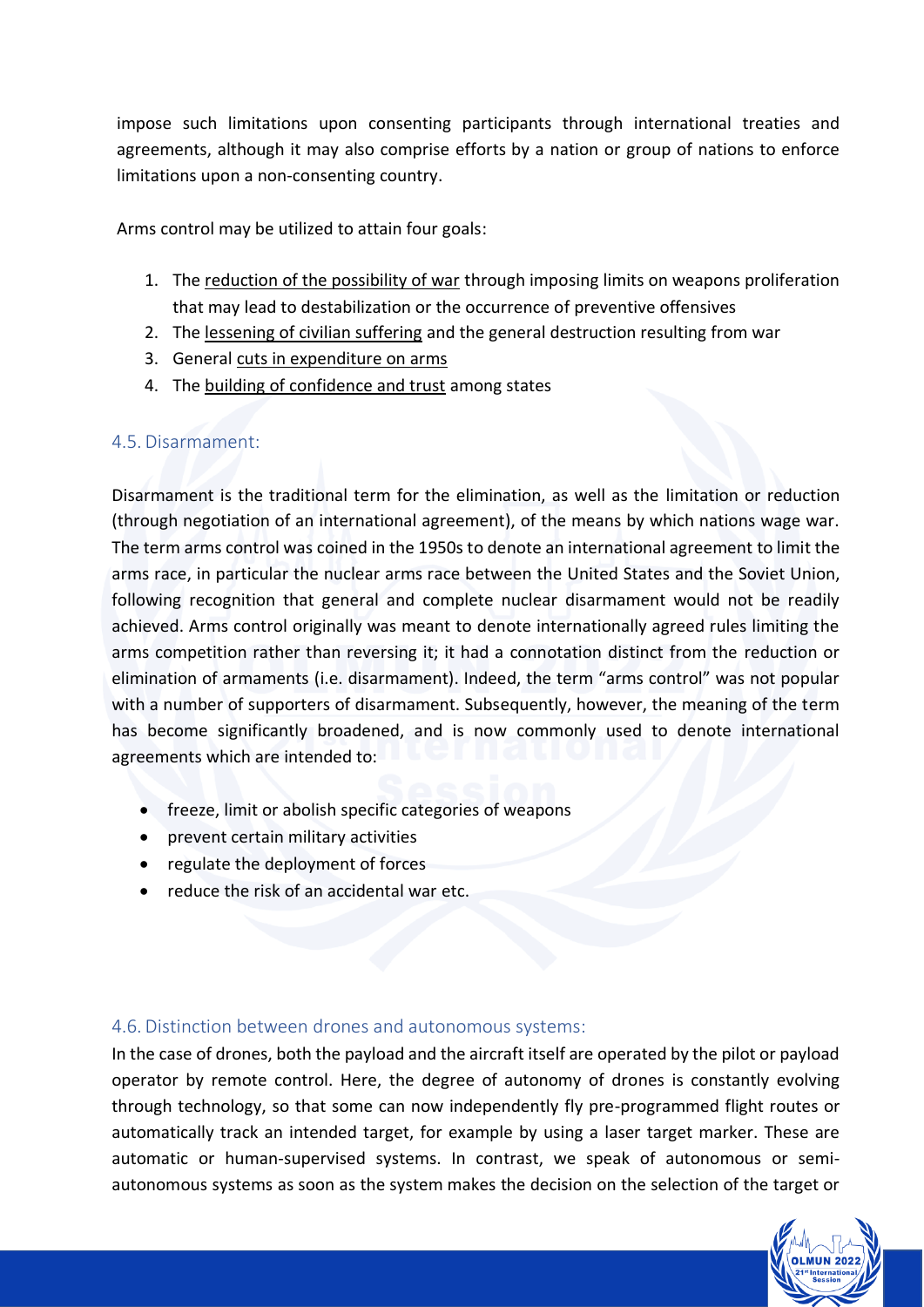impose such limitations upon consenting participants through international treaties and agreements, although it may also comprise efforts by a nation or group of nations to enforce limitations upon a non-consenting country.

Arms control may be utilized to attain four goals:

1. The reduction of the possibility of war through imposing limits on weapons proliferation that may lead to destabilization or the occurrence of preventive offensives
2. The lessening of civilian suffering and the general destruction resulting from war
3. General cuts in expenditure on arms
4. The building of confidence and trust among states

## 4.5. Disarmament:

Disarmament is the traditional term for the elimination, as well as the limitation or reduction (through negotiation of an international agreement), of the means by which nations wage war. The term arms control was coined in the 1950s to denote an international agreement to limit the arms race, in particular the nuclear arms race between the United States and the Soviet Union, following recognition that general and complete nuclear disarmament would not be readily achieved. Arms control originally was meant to denote internationally agreed rules limiting the arms competition rather than reversing it; it had a connotation distinct from the reduction or elimination of armaments (i.e. disarmament). Indeed, the term "arms control" was not popular with a number of supporters of disarmament. Subsequently, however, the meaning of the term has become significantly broadened, and is now commonly used to denote international agreements which are intended to:

- freeze, limit or abolish specific categories of weapons
- prevent certain military activities
- regulate the deployment of forces
- reduce the risk of an accidental war etc.

## 4.6. Distinction between drones and autonomous systems:

In the case of drones, both the payload and the aircraft itself are operated by the pilot or payload operator by remote control. Here, the degree of autonomy of drones is constantly evolving through technology, so that some can now independently fly pre-programmed flight routes or automatically track an intended target, for example by using a laser target marker. These are automatic or human-supervised systems. In contrast, we speak of autonomous or semi-autonomous systems as soon as the system makes the decision on the selection of the target or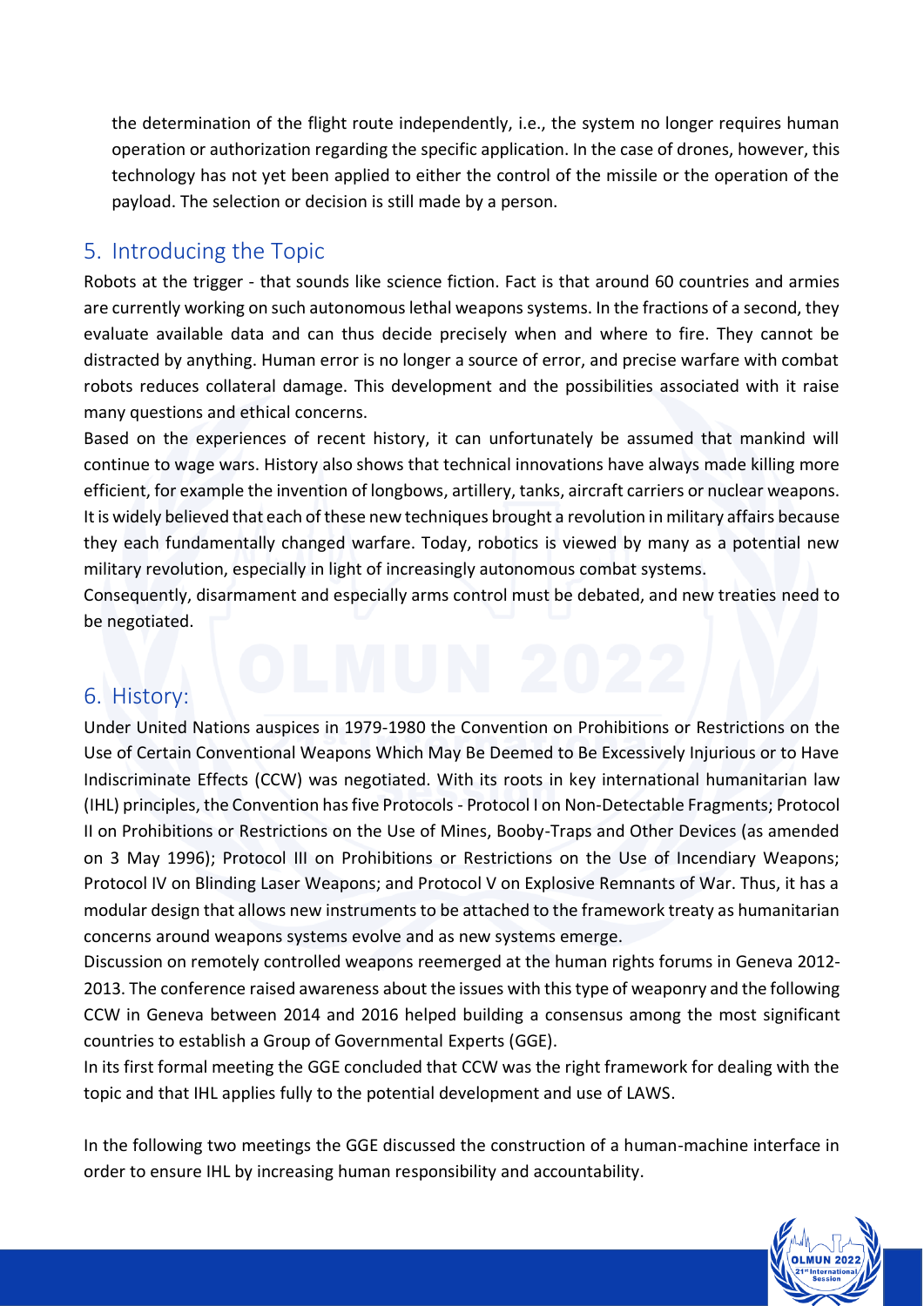the determination of the flight route independently, i.e., the system no longer requires human operation or authorization regarding the specific application. In the case of drones, however, this technology has not yet been applied to either the control of the missile or the operation of the payload. The selection or decision is still made by a person.

## 5. Introducing the Topic

Robots at the trigger - that sounds like science fiction. Fact is that around 60 countries and armies are currently working on such autonomous lethal weapons systems. In the fractions of a second, they evaluate available data and can thus decide precisely when and where to fire. They cannot be distracted by anything. Human error is no longer a source of error, and precise warfare with combat robots reduces collateral damage. This development and the possibilities associated with it raise many questions and ethical concerns.

Based on the experiences of recent history, it can unfortunately be assumed that mankind will continue to wage wars. History also shows that technical innovations have always made killing more efficient, for example the invention of longbows, artillery, tanks, aircraft carriers or nuclear weapons. It is widely believed that each of these new techniques brought a revolution in military affairs because they each fundamentally changed warfare. Today, robotics is viewed by many as a potential new military revolution, especially in light of increasingly autonomous combat systems.

Consequently, disarmament and especially arms control must be debated, and new treaties need to be negotiated.

## 6. History:

Under United Nations auspices in 1979-1980 the Convention on Prohibitions or Restrictions on the Use of Certain Conventional Weapons Which May Be Deemed to Be Excessively Injurious or to Have Indiscriminate Effects (CCW) was negotiated. With its roots in key international humanitarian law (IHL) principles, the Convention has five Protocols - Protocol I on Non-Detectable Fragments; Protocol II on Prohibitions or Restrictions on the Use of Mines, Booby-Traps and Other Devices (as amended on 3 May 1996); Protocol III on Prohibitions or Restrictions on the Use of Incendiary Weapons; Protocol IV on Blinding Laser Weapons; and Protocol V on Explosive Remnants of War. Thus, it has a modular design that allows new instruments to be attached to the framework treaty as humanitarian concerns around weapons systems evolve and as new systems emerge.

Discussion on remotely controlled weapons reemerged at the human rights forums in Geneva 2012-2013. The conference raised awareness about the issues with this type of weaponry and the following CCW in Geneva between 2014 and 2016 helped building a consensus among the most significant countries to establish a Group of Governmental Experts (GGE).

In its first formal meeting the GGE concluded that CCW was the right framework for dealing with the topic and that IHL applies fully to the potential development and use of LAWS.

In the following two meetings the GGE discussed the construction of a human-machine interface in order to ensure IHL by increasing human responsibility and accountability.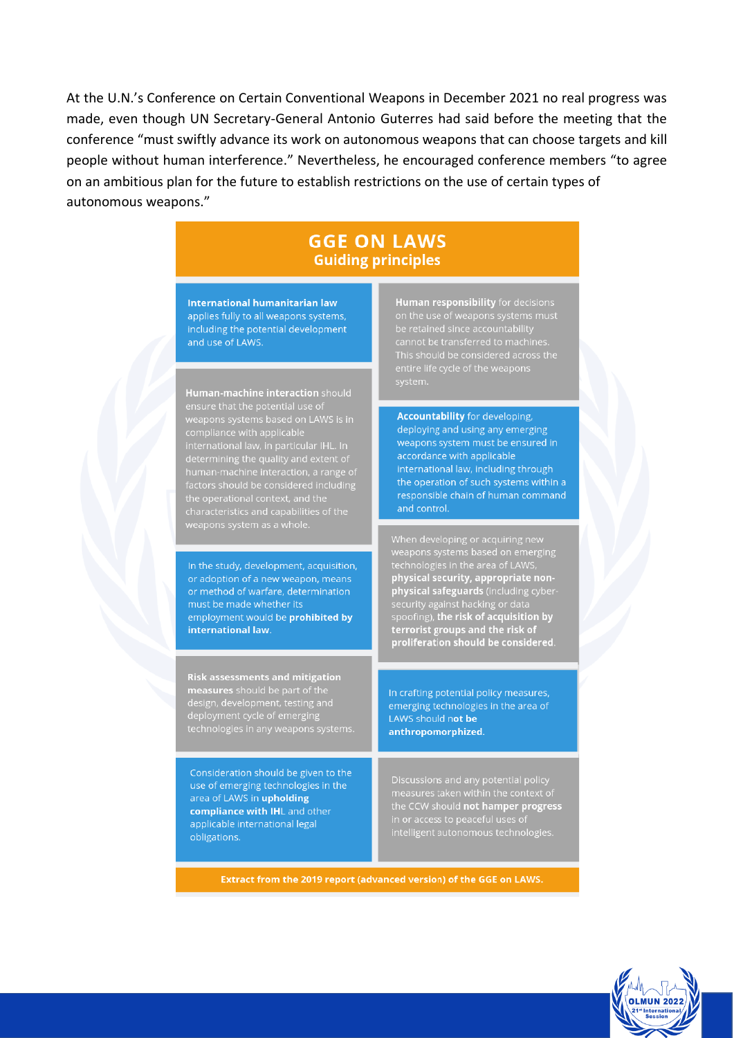At the U.N.'s Conference on Certain Conventional Weapons in December 2021 no real progress was made, even though UN Secretary-General Antonio Guterres had said before the meeting that the conference "must swiftly advance its work on autonomous weapons that can choose targets and kill people without human interference." Nevertheless, he encouraged conference members "to agree on an ambitious plan for the future to establish restrictions on the use of certain types of autonomous weapons."

## GGE ON LAWS
### Guiding principles

**International humanitarian law** applies fully to all weapons systems, including the potential development and use of LAWS.

**Human responsibility** for decisions on the use of weapons systems must be retained since accountability cannot be transferred to machines. This should be considered across the entire life cycle of the weapons system.

**Human-machine interaction** should ensure that the potential use of weapons systems based on LAWS is in compliance with applicable international law, in particular IHL. In determining the quality and extent of human-machine interaction, a range of factors should be considered including the operational context, and the characteristics and capabilities of the weapons system as a whole.

**Accountability** for developing, deploying and using any emerging weapons system must be ensured in accordance with applicable international law, including through the operation of such systems within a responsible chain of human command and control.

In the study, development, acquisition, or adoption of a new weapon, means or method of warfare, determination must be made whether its employment would be **prohibited by international law**.

When developing or acquiring new weapons systems based on emerging technologies in the area of LAWS, **physical security, appropriate non-physical safeguards** (including cyber-security against hacking or data spoofing), **the risk of acquisition by terrorist groups and the risk of proliferation should be considered**.

**Risk assessments and mitigation measures** should be part of the design, development, testing and deployment cycle of emerging technologies in any weapons systems.

In crafting potential policy measures, emerging technologies in the area of LAWS should **not be anthropomorphized**.

Consideration should be given to the use of emerging technologies in the area of LAWS in **upholding compliance with IHL** and other applicable international legal obligations.

Discussions and any potential policy measures taken within the context of the CCW should **not hamper progress** in or access to peaceful uses of intelligent autonomous technologies.

**Extract from the 2019 report (advanced version) of the GGE on LAWS.**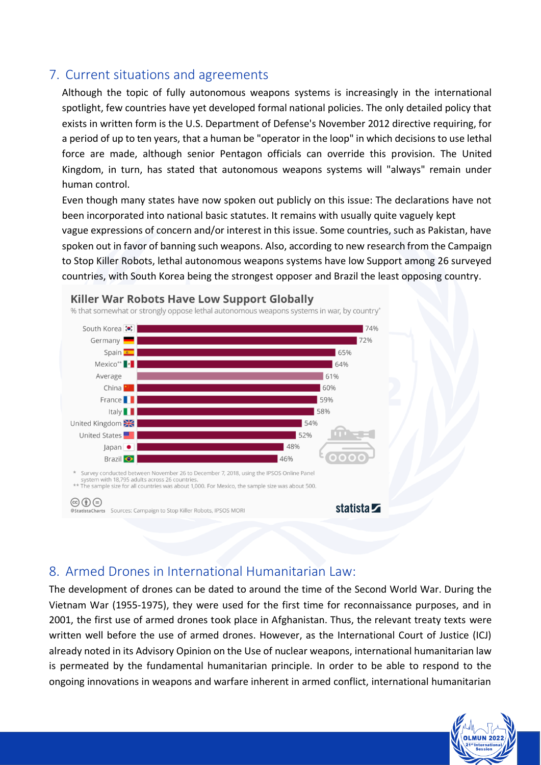## 7. Current situations and agreements

Although the topic of fully autonomous weapons systems is increasingly in the international spotlight, few countries have yet developed formal national policies. The only detailed policy that exists in written form is the U.S. Department of Defense's November 2012 directive requiring, for a period of up to ten years, that a human be "operator in the loop" in which decisions to use lethal force are made, although senior Pentagon officials can override this provision. The United Kingdom, in turn, has stated that autonomous weapons systems will "always" remain under human control.

Even though many states have now spoken out publicly on this issue: The declarations have not been incorporated into national basic statutes. It remains with usually quite vaguely kept vague expressions of concern and/or interest in this issue. Some countries, such as Pakistan, have spoken out in favor of banning such weapons. Also, according to new research from the Campaign to Stop Killer Robots, lethal autonomous weapons systems have low Support among 26 surveyed countries, with South Korea being the strongest opposer and Brazil the least opposing country.

**Killer War Robots Have Low Support Globally**

% that somewhat or strongly oppose lethal autonomous weapons systems in war, by country*

| Country | % |
|---|---|
| South Korea | 74% |
| Germany | 72% |
| Spain | 65% |
| Mexico** | 64% |
| Average | 61% |
| China | 60% |
| France | 59% |
| Italy | 58% |
| United Kingdom | 54% |
| United States | 52% |
| Japan | 48% |
| Brazil | 46% |

\* Survey conducted between November 26 to December 7, 2018, using the IPSOS Online Panel system with 18,795 adults across 26 countries.
** The sample size for all countries was about 1,000. For Mexico, the sample size was about 500.

@StatistaCharts Sources: Campaign to Stop Killer Robots, IPSOS MORI — statista

## 8. Armed Drones in International Humanitarian Law:

The development of drones can be dated to around the time of the Second World War. During the Vietnam War (1955-1975), they were used for the first time for reconnaissance purposes, and in 2001, the first use of armed drones took place in Afghanistan. Thus, the relevant treaty texts were written well before the use of armed drones. However, as the International Court of Justice (ICJ) already noted in its Advisory Opinion on the Use of nuclear weapons, international humanitarian law is permeated by the fundamental humanitarian principle. In order to be able to respond to the ongoing innovations in weapons and warfare inherent in armed conflict, international humanitarian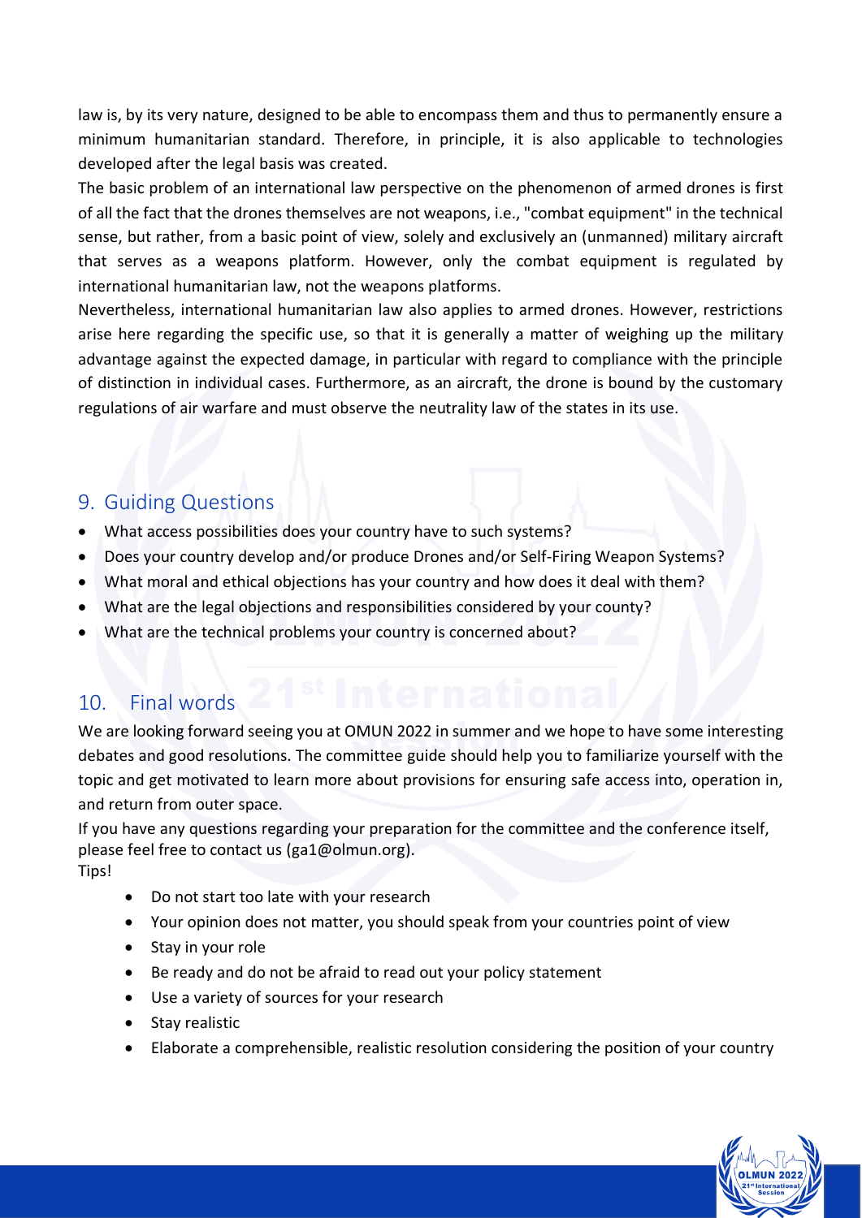law is, by its very nature, designed to be able to encompass them and thus to permanently ensure a minimum humanitarian standard. Therefore, in principle, it is also applicable to technologies developed after the legal basis was created.

The basic problem of an international law perspective on the phenomenon of armed drones is first of all the fact that the drones themselves are not weapons, i.e., "combat equipment" in the technical sense, but rather, from a basic point of view, solely and exclusively an (unmanned) military aircraft that serves as a weapons platform. However, only the combat equipment is regulated by international humanitarian law, not the weapons platforms.

Nevertheless, international humanitarian law also applies to armed drones. However, restrictions arise here regarding the specific use, so that it is generally a matter of weighing up the military advantage against the expected damage, in particular with regard to compliance with the principle of distinction in individual cases. Furthermore, as an aircraft, the drone is bound by the customary regulations of air warfare and must observe the neutrality law of the states in its use.

## 9. Guiding Questions

- What access possibilities does your country have to such systems?
- Does your country develop and/or produce Drones and/or Self-Firing Weapon Systems?
- What moral and ethical objections has your country and how does it deal with them?
- What are the legal objections and responsibilities considered by your county?
- What are the technical problems your country is concerned about?

## 10. Final words

We are looking forward seeing you at OMUN 2022 in summer and we hope to have some interesting debates and good resolutions. The committee guide should help you to familiarize yourself with the topic and get motivated to learn more about provisions for ensuring safe access into, operation in, and return from outer space.

If you have any questions regarding your preparation for the committee and the conference itself, please feel free to contact us (ga1@olmun.org).

Tips!

- Do not start too late with your research
- Your opinion does not matter, you should speak from your countries point of view
- Stay in your role
- Be ready and do not be afraid to read out your policy statement
- Use a variety of sources for your research
- Stay realistic
- Elaborate a comprehensible, realistic resolution considering the position of your country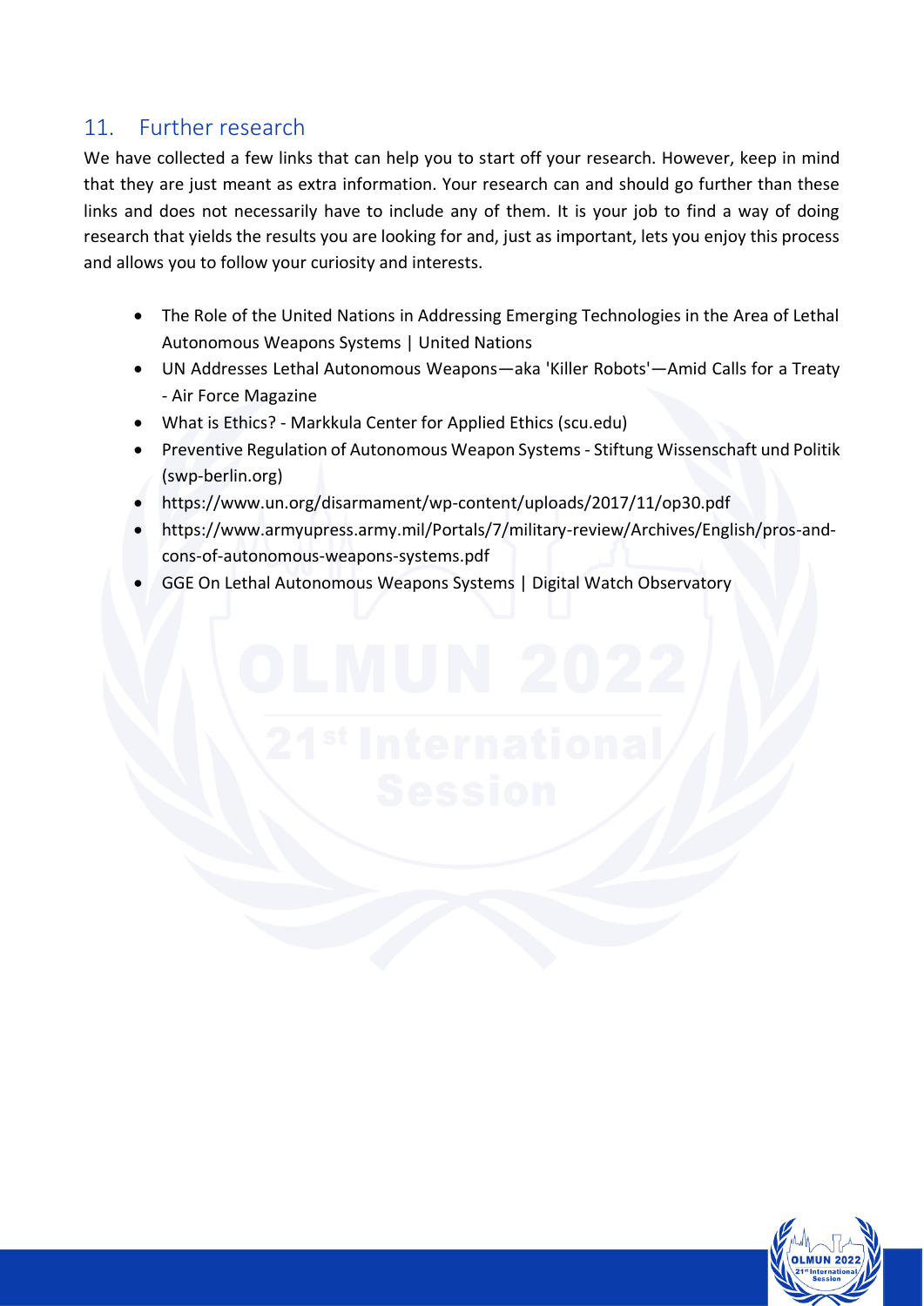## 11. Further research

We have collected a few links that can help you to start off your research. However, keep in mind that they are just meant as extra information. Your research can and should go further than these links and does not necessarily have to include any of them. It is your job to find a way of doing research that yields the results you are looking for and, just as important, lets you enjoy this process and allows you to follow your curiosity and interests.

- The Role of the United Nations in Addressing Emerging Technologies in the Area of Lethal Autonomous Weapons Systems | United Nations
- UN Addresses Lethal Autonomous Weapons—aka 'Killer Robots'—Amid Calls for a Treaty - Air Force Magazine
- What is Ethics? - Markkula Center for Applied Ethics (scu.edu)
- Preventive Regulation of Autonomous Weapon Systems - Stiftung Wissenschaft und Politik (swp-berlin.org)
- https://www.un.org/disarmament/wp-content/uploads/2017/11/op30.pdf
- https://www.armyupress.army.mil/Portals/7/military-review/Archives/English/pros-and-cons-of-autonomous-weapons-systems.pdf
- GGE On Lethal Autonomous Weapons Systems | Digital Watch Observatory